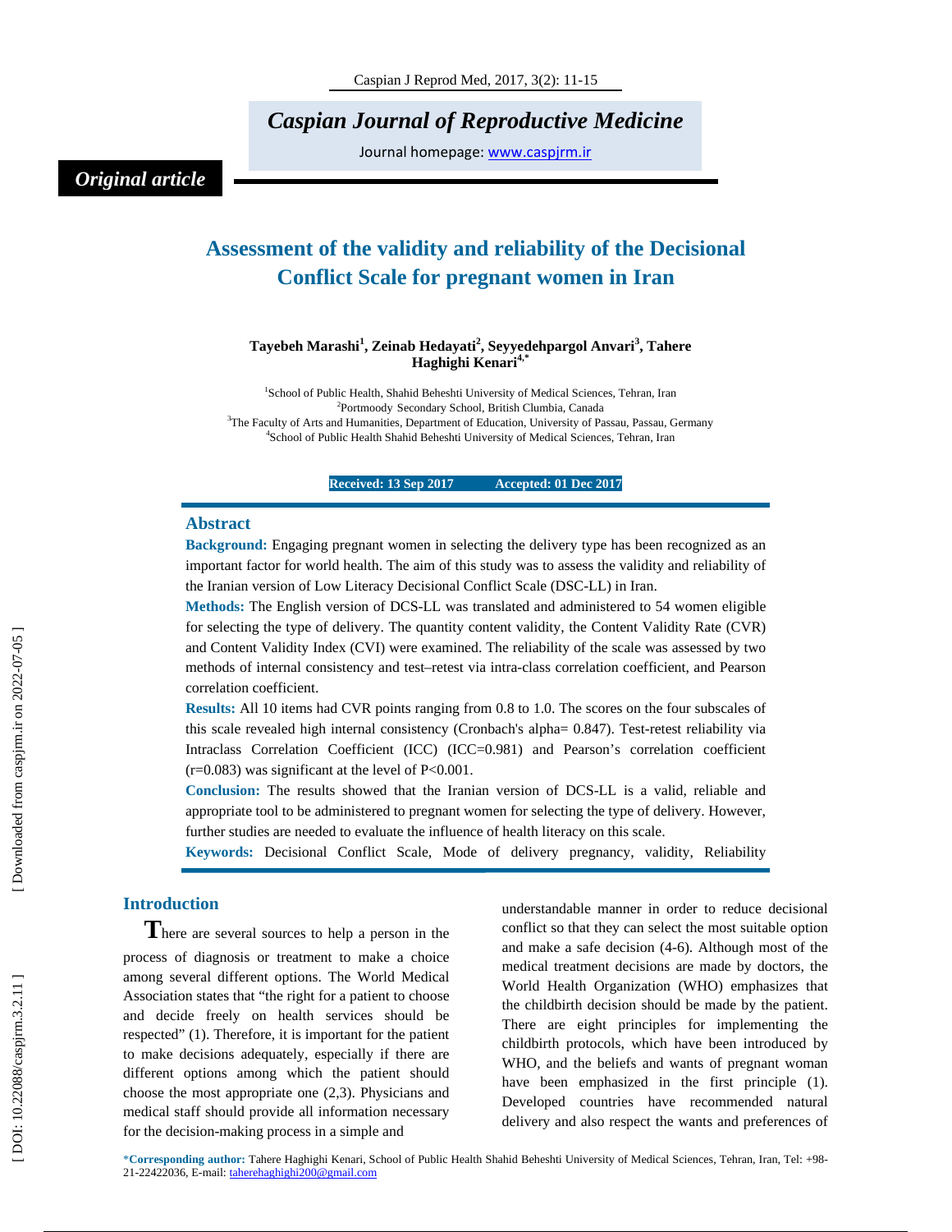*Original article*

# Assessment of the validity and reliability of the Decisional Conflict Scale for pregnant women in Iran

**Tayebeh Marashi[1], Zeinab Hedayati[2], Seyyedehpargol Anvari[3], Tahere Haghighi Kenari[4,*]**

[1]School of Public Health, Shahid Beheshti University of Medical Sciences, Tehran, Iran
[2]Portmoody Secondary School, British Clumbia, Canada
[3]The Faculty of Arts and Humanities, Department of Education, University of Passau, Passau, Germany
[4]School of Public Health Shahid Beheshti University of Medical Sciences, Tehran, Iran

**Received: 13 Sep 2017 Accepted: 01 Dec 2017**

## Abstract

**Background:** Engaging pregnant women in selecting the delivery type has been recognized as an important factor for world health. The aim of this study was to assess the validity and reliability of the Iranian version of Low Literacy Decisional Conflict Scale (DSC-LL) in Iran.

**Methods:** The English version of DCS-LL was translated and administered to 54 women eligible for selecting the type of delivery. The quantity content validity, the Content Validity Rate (CVR) and Content Validity Index (CVI) were examined. The reliability of the scale was assessed by two methods of internal consistency and test–retest via intra-class correlation coefficient, and Pearson correlation coefficient.

**Results:** All 10 items had CVR points ranging from 0.8 to 1.0. The scores on the four subscales of this scale revealed high internal consistency (Cronbach's alpha= 0.847). Test-retest reliability via Intraclass Correlation Coefficient (ICC) (ICC=0.981) and Pearson's correlation coefficient (r=0.083) was significant at the level of P<0.001.

**Conclusion:** The results showed that the Iranian version of DCS-LL is a valid, reliable and appropriate tool to be administered to pregnant women for selecting the type of delivery. However, further studies are needed to evaluate the influence of health literacy on this scale.

**Keywords:** Decisional Conflict Scale, Mode of delivery pregnancy, validity, Reliability

## Introduction

There are several sources to help a person in the process of diagnosis or treatment to make a choice among several different options. The World Medical Association states that "the right for a patient to choose and decide freely on health services should be respected" (1). Therefore, it is important for the patient to make decisions adequately, especially if there are different options among which the patient should choose the most appropriate one (2,3). Physicians and medical staff should provide all information necessary for the decision-making process in a simple and understandable manner in order to reduce decisional conflict so that they can select the most suitable option and make a safe decision (4-6). Although most of the medical treatment decisions are made by doctors, the World Health Organization (WHO) emphasizes that the childbirth decision should be made by the patient. There are eight principles for implementing the childbirth protocols, which have been introduced by WHO, and the beliefs and wants of pregnant woman have been emphasized in the first principle (1). Developed countries have recommended natural delivery and also respect the wants and preferences of

*Corresponding author: Tahere Haghighi Kenari, School of Public Health Shahid Beheshti University of Medical Sciences, Tehran, Iran, Tel: +98-21-22422036, E-mail: taherehaghighi200@gmail.com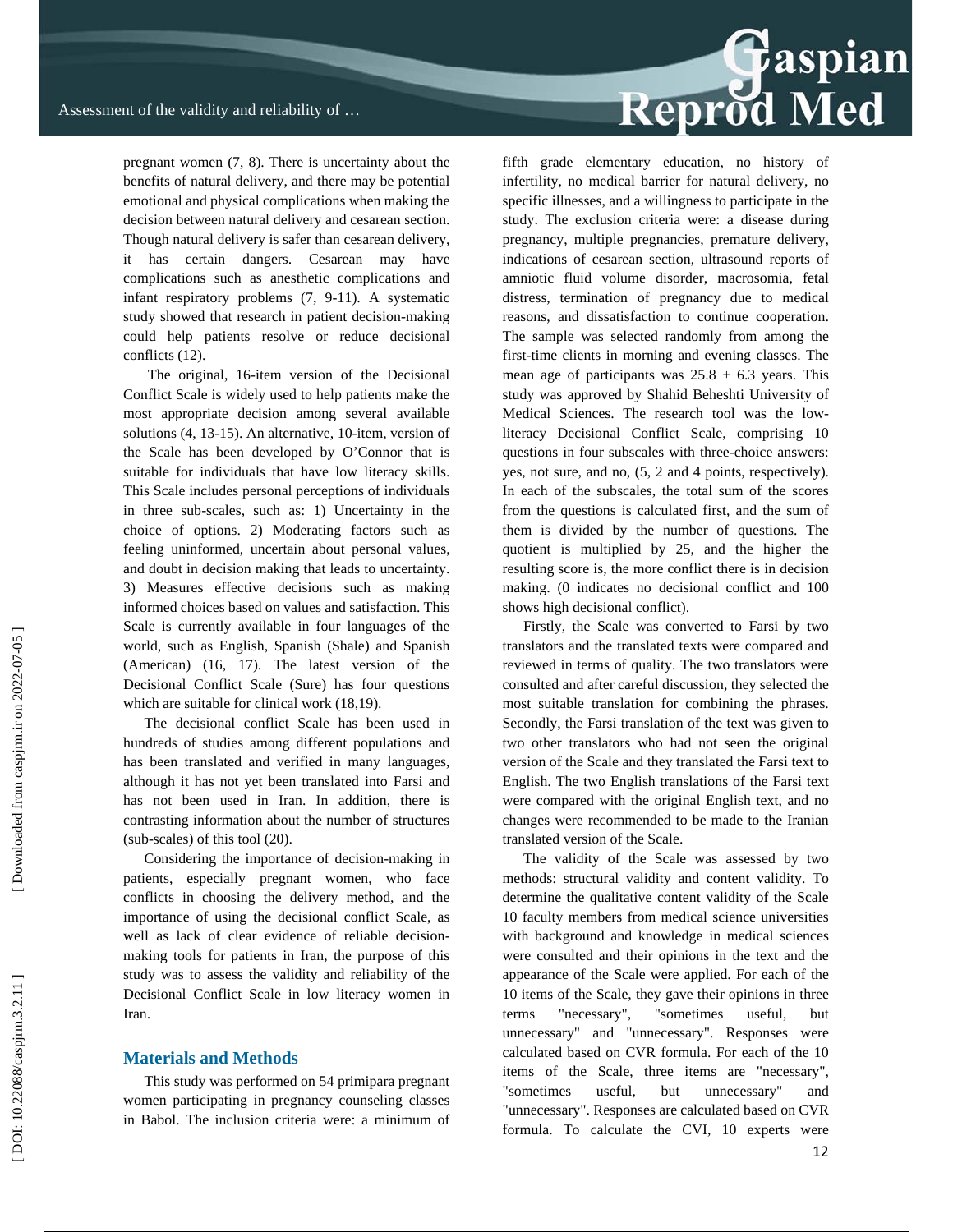pregnant women (7, 8). There is uncertainty about the benefits of natural delivery, and there may be potential emotional and physical complications when making the decision between natural delivery and cesarean section. Though natural delivery is safer than cesarean delivery, it has certain dangers. Cesarean may have complications such as anesthetic complications and infant respiratory problems (7, 9-11). A systematic study showed that research in patient decision-making could help patients resolve or reduce decisional conflicts (12).

The original, 16-item version of the Decisional Conflict Scale is widely used to help patients make the most appropriate decision among several available solutions (4, 13-15). An alternative, 10-item, version of the Scale has been developed by O'Connor that is suitable for individuals that have low literacy skills. This Scale includes personal perceptions of individuals in three sub-scales, such as: 1) Uncertainty in the choice of options. 2) Moderating factors such as feeling uninformed, uncertain about personal values, and doubt in decision making that leads to uncertainty. 3) Measures effective decisions such as making informed choices based on values and satisfaction. This Scale is currently available in four languages of the world, such as English, Spanish (Shale) and Spanish (American) (16, 17). The latest version of the Decisional Conflict Scale (Sure) has four questions which are suitable for clinical work (18,19).

The decisional conflict Scale has been used in hundreds of studies among different populations and has been translated and verified in many languages, although it has not yet been translated into Farsi and has not been used in Iran. In addition, there is contrasting information about the number of structures (sub-scales) of this tool (20).

Considering the importance of decision-making in patients, especially pregnant women, who face conflicts in choosing the delivery method, and the importance of using the decisional conflict Scale, as well as lack of clear evidence of reliable decision-making tools for patients in Iran, the purpose of this study was to assess the validity and reliability of the Decisional Conflict Scale in low literacy women in Iran.

## Materials and Methods

This study was performed on 54 primipara pregnant women participating in pregnancy counseling classes in Babol. The inclusion criteria were: a minimum of fifth grade elementary education, no history of infertility, no medical barrier for natural delivery, no specific illnesses, and a willingness to participate in the study. The exclusion criteria were: a disease during pregnancy, multiple pregnancies, premature delivery, indications of cesarean section, ultrasound reports of amniotic fluid volume disorder, macrosomia, fetal distress, termination of pregnancy due to medical reasons, and dissatisfaction to continue cooperation. The sample was selected randomly from among the first-time clients in morning and evening classes. The mean age of participants was 25.8 ± 6.3 years. This study was approved by Shahid Beheshti University of Medical Sciences. The research tool was the low-literacy Decisional Conflict Scale, comprising 10 questions in four subscales with three-choice answers: yes, not sure, and no, (5, 2 and 4 points, respectively). In each of the subscales, the total sum of the scores from the questions is calculated first, and the sum of them is divided by the number of questions. The quotient is multiplied by 25, and the higher the resulting score is, the more conflict there is in decision making. (0 indicates no decisional conflict and 100 shows high decisional conflict).

Firstly, the Scale was converted to Farsi by two translators and the translated texts were compared and reviewed in terms of quality. The two translators were consulted and after careful discussion, they selected the most suitable translation for combining the phrases. Secondly, the Farsi translation of the text was given to two other translators who had not seen the original version of the Scale and they translated the Farsi text to English. The two English translations of the Farsi text were compared with the original English text, and no changes were recommended to be made to the Iranian translated version of the Scale.

The validity of the Scale was assessed by two methods: structural validity and content validity. To determine the qualitative content validity of the Scale 10 faculty members from medical science universities with background and knowledge in medical sciences were consulted and their opinions in the text and the appearance of the Scale were applied. For each of the 10 items of the Scale, they gave their opinions in three terms "necessary", "sometimes useful, but unnecessary" and "unnecessary". Responses were calculated based on CVR formula. For each of the 10 items of the Scale, three items are "necessary", "sometimes useful, but unnecessary" and "unnecessary". Responses are calculated based on CVR formula. To calculate the CVI, 10 experts were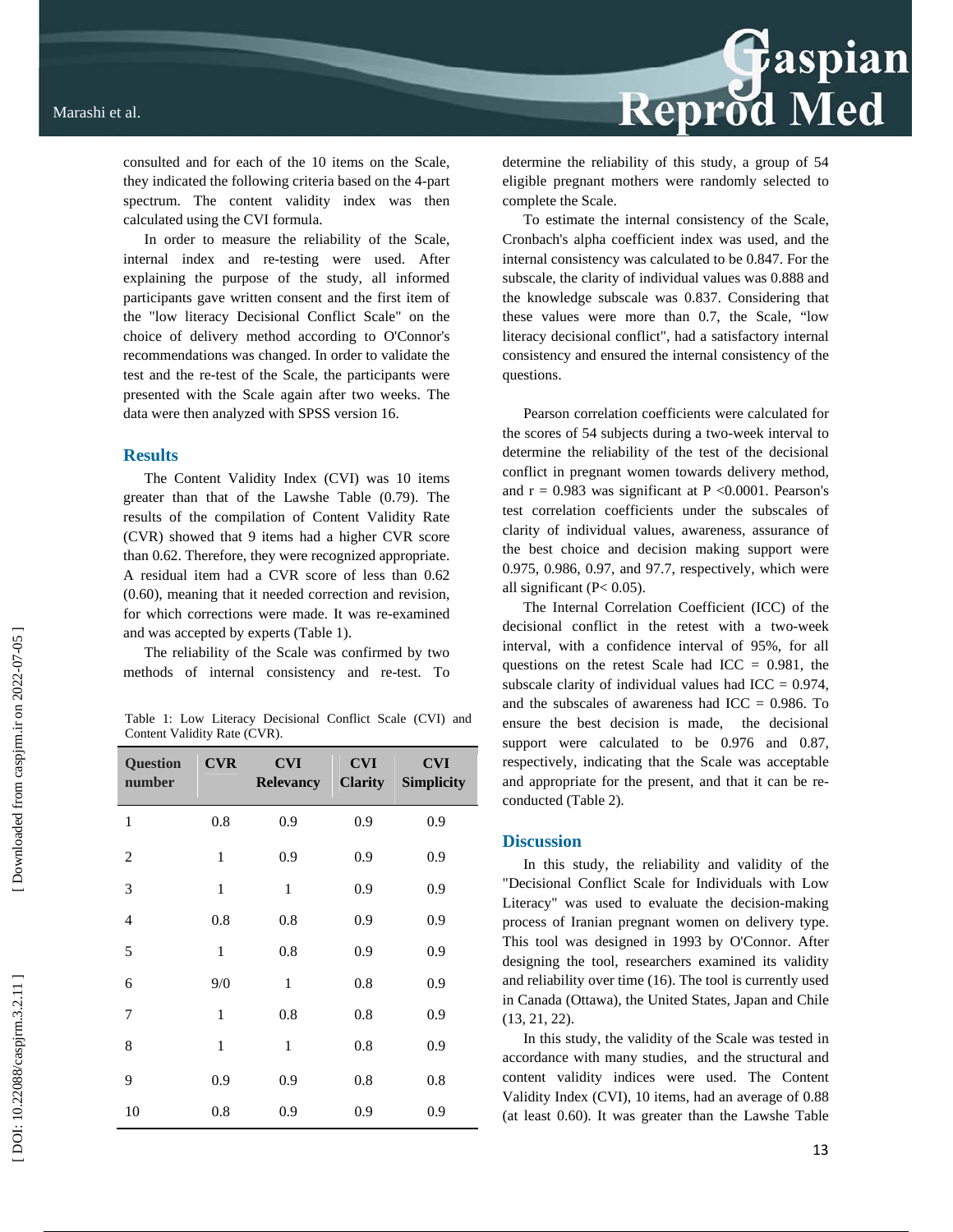consulted and for each of the 10 items on the Scale, they indicated the following criteria based on the 4-part spectrum. The content validity index was then calculated using the CVI formula.

In order to measure the reliability of the Scale, internal index and re-testing were used. After explaining the purpose of the study, all informed participants gave written consent and the first item of the "low literacy Decisional Conflict Scale" on the choice of delivery method according to O'Connor's recommendations was changed. In order to validate the test and the re-test of the Scale, the participants were presented with the Scale again after two weeks. The data were then analyzed with SPSS version 16.

## Results

The Content Validity Index (CVI) was 10 items greater than that of the Lawshe Table (0.79). The results of the compilation of Content Validity Rate (CVR) showed that 9 items had a higher CVR score than 0.62. Therefore, they were recognized appropriate. A residual item had a CVR score of less than 0.62 (0.60), meaning that it needed correction and revision, for which corrections were made. It was re-examined and was accepted by experts (Table 1).

The reliability of the Scale was confirmed by two methods of internal consistency and re-test. To determine the reliability of this study, a group of 54 eligible pregnant mothers were randomly selected to complete the Scale.

Table 1: Low Literacy Decisional Conflict Scale (CVI) and Content Validity Rate (CVR).

| Question number | CVR | CVI Relevancy | CVI Clarity | CVI Simplicity |
|---|---|---|---|---|
| 1 | 0.8 | 0.9 | 0.9 | 0.9 |
| 2 | 1 | 0.9 | 0.9 | 0.9 |
| 3 | 1 | 1 | 0.9 | 0.9 |
| 4 | 0.8 | 0.8 | 0.9 | 0.9 |
| 5 | 1 | 0.8 | 0.9 | 0.9 |
| 6 | 9/0 | 1 | 0.8 | 0.9 |
| 7 | 1 | 0.8 | 0.8 | 0.9 |
| 8 | 1 | 1 | 0.8 | 0.9 |
| 9 | 0.9 | 0.9 | 0.8 | 0.8 |
| 10 | 0.8 | 0.9 | 0.9 | 0.9 |

To estimate the internal consistency of the Scale, Cronbach's alpha coefficient index was used, and the internal consistency was calculated to be 0.847. For the subscale, the clarity of individual values was 0.888 and the knowledge subscale was 0.837. Considering that these values were more than 0.7, the Scale, "low literacy decisional conflict", had a satisfactory internal consistency and ensured the internal consistency of the questions.

Pearson correlation coefficients were calculated for the scores of 54 subjects during a two-week interval to determine the reliability of the test of the decisional conflict in pregnant women towards delivery method, and $r = 0.983$ was significant at $P < 0.0001$. Pearson's test correlation coefficients under the subscales of clarity of individual values, awareness, assurance of the best choice and decision making support were 0.975, 0.986, 0.97, and 97.7, respectively, which were all significant ($P < 0.05$).

The Internal Correlation Coefficient (ICC) of the decisional conflict in the retest with a two-week interval, with a confidence interval of 95%, for all questions on the retest Scale had ICC = 0.981, the subscale clarity of individual values had ICC = 0.974, and the subscales of awareness had ICC = 0.986. To ensure the best decision is made, the decisional support were calculated to be 0.976 and 0.87, respectively, indicating that the Scale was acceptable and appropriate for the present, and that it can be re-conducted (Table 2).

## Discussion

In this study, the reliability and validity of the "Decisional Conflict Scale for Individuals with Low Literacy" was used to evaluate the decision-making process of Iranian pregnant women on delivery type. This tool was designed in 1993 by O'Connor. After designing the tool, researchers examined its validity and reliability over time (16). The tool is currently used in Canada (Ottawa), the United States, Japan and Chile (13, 21, 22).

In this study, the validity of the Scale was tested in accordance with many studies, and the structural and content validity indices were used. The Content Validity Index (CVI), 10 items, had an average of 0.88 (at least 0.60). It was greater than the Lawshe Table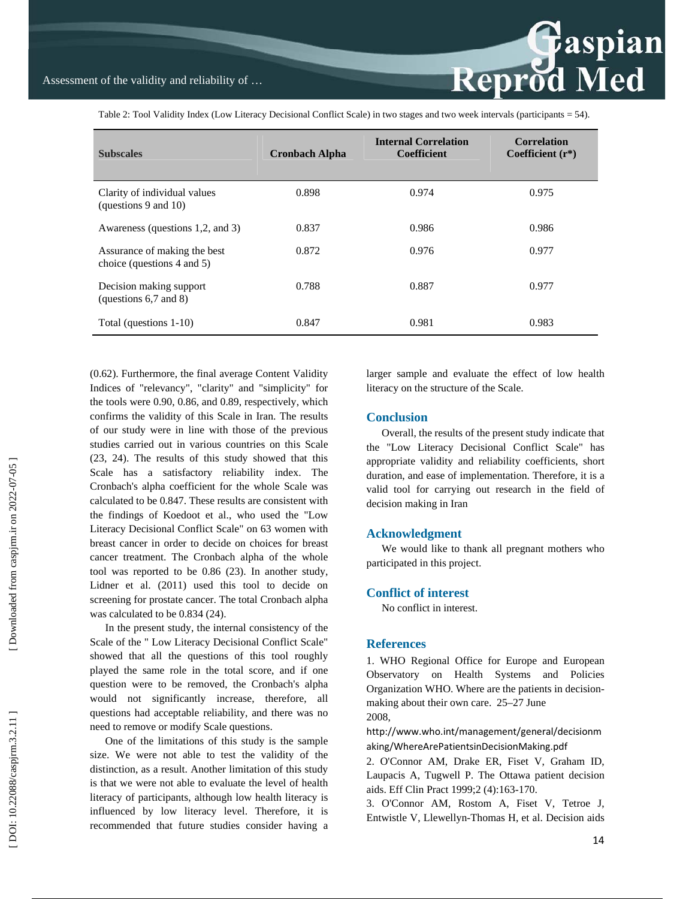Table 2: Tool Validity Index (Low Literacy Decisional Conflict Scale) in two stages and two week intervals (participants = 54).

| Subscales | Cronbach Alpha | Internal Correlation Coefficient | Correlation Coefficient (r*) |
|---|---|---|---|
| Clarity of individual values (questions 9 and 10) | 0.898 | 0.974 | 0.975 |
| Awareness (questions 1,2, and 3) | 0.837 | 0.986 | 0.986 |
| Assurance of making the best choice (questions 4 and 5) | 0.872 | 0.976 | 0.977 |
| Decision making support (questions 6,7 and 8) | 0.788 | 0.887 | 0.977 |
| Total (questions 1-10) | 0.847 | 0.981 | 0.983 |

(0.62). Furthermore, the final average Content Validity Indices of "relevancy", "clarity" and "simplicity" for the tools were 0.90, 0.86, and 0.89, respectively, which confirms the validity of this Scale in Iran. The results of our study were in line with those of the previous studies carried out in various countries on this Scale (23, 24). The results of this study showed that this Scale has a satisfactory reliability index. The Cronbach's alpha coefficient for the whole Scale was calculated to be 0.847. These results are consistent with the findings of Koedoot et al., who used the "Low Literacy Decisional Conflict Scale" on 63 women with breast cancer in order to decide on choices for breast cancer treatment. The Cronbach alpha of the whole tool was reported to be 0.86 (23). In another study, Lidner et al. (2011) used this tool to decide on screening for prostate cancer. The total Cronbach alpha was calculated to be 0.834 (24).

In the present study, the internal consistency of the Scale of the " Low Literacy Decisional Conflict Scale" showed that all the questions of this tool roughly played the same role in the total score, and if one question were to be removed, the Cronbach's alpha would not significantly increase, therefore, all questions had acceptable reliability, and there was no need to remove or modify Scale questions.

One of the limitations of this study is the sample size. We were not able to test the validity of the distinction, as a result. Another limitation of this study is that we were not able to evaluate the level of health literacy of participants, although low health literacy is influenced by low literacy level. Therefore, it is recommended that future studies consider having a larger sample and evaluate the effect of low health literacy on the structure of the Scale.

## Conclusion

Overall, the results of the present study indicate that the "Low Literacy Decisional Conflict Scale" has appropriate validity and reliability coefficients, short duration, and ease of implementation. Therefore, it is a valid tool for carrying out research in the field of decision making in Iran

## Acknowledgment

We would like to thank all pregnant mothers who participated in this project.

## Conflict of interest

No conflict in interest.

## References

1. WHO Regional Office for Europe and European Observatory on Health Systems and Policies Organization WHO. Where are the patients in decision-making about their own care. 25–27 June 2008, http://www.who.int/management/general/decisionmaking/WhereArePatientsinDecisionMaking.pdf
2. O'Connor AM, Drake ER, Fiset V, Graham ID, Laupacis A, Tugwell P. The Ottawa patient decision aids. Eff Clin Pract 1999;2 (4):163-170.
3. O'Connor AM, Rostom A, Fiset V, Tetroe J, Entwistle V, Llewellyn-Thomas H, et al. Decision aids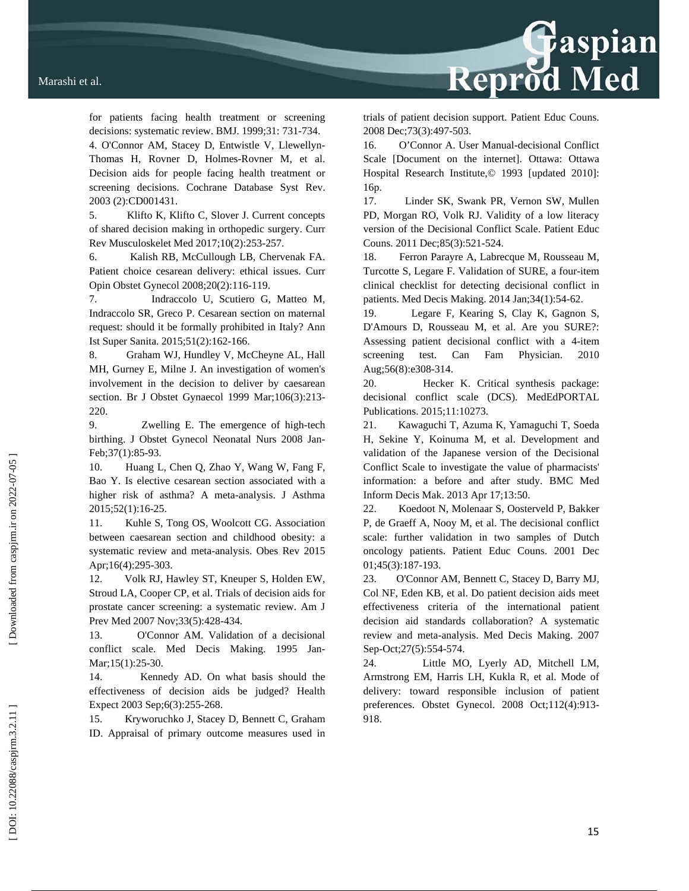for patients facing health treatment or screening decisions: systematic review. BMJ. 1999;31: 731-734.

4. O'Connor AM, Stacey D, Entwistle V, Llewellyn-Thomas H, Rovner D, Holmes-Rovner M, et al. Decision aids for people facing health treatment or screening decisions. Cochrane Database Syst Rev. 2003 (2):CD001431.

5. Klifto K, Klifto C, Slover J. Current concepts of shared decision making in orthopedic surgery. Curr Rev Musculoskelet Med 2017;10(2):253-257.

6. Kalish RB, McCullough LB, Chervenak FA. Patient choice cesarean delivery: ethical issues. Curr Opin Obstet Gynecol 2008;20(2):116-119.

7. Indraccolo U, Scutiero G, Matteo M, Indraccolo SR, Greco P. Cesarean section on maternal request: should it be formally prohibited in Italy? Ann Ist Super Sanita. 2015;51(2):162-166.

8. Graham WJ, Hundley V, McCheyne AL, Hall MH, Gurney E, Milne J. An investigation of women's involvement in the decision to deliver by caesarean section. Br J Obstet Gynaecol 1999 Mar;106(3):213-220.

9. Zwelling E. The emergence of high-tech birthing. J Obstet Gynecol Neonatal Nurs 2008 Jan-Feb;37(1):85-93.

10. Huang L, Chen Q, Zhao Y, Wang W, Fang F, Bao Y. Is elective cesarean section associated with a higher risk of asthma? A meta-analysis. J Asthma 2015;52(1):16-25.

11. Kuhle S, Tong OS, Woolcott CG. Association between caesarean section and childhood obesity: a systematic review and meta-analysis. Obes Rev 2015 Apr;16(4):295-303.

12. Volk RJ, Hawley ST, Kneuper S, Holden EW, Stroud LA, Cooper CP, et al. Trials of decision aids for prostate cancer screening: a systematic review. Am J Prev Med 2007 Nov;33(5):428-434.

13. O'Connor AM. Validation of a decisional conflict scale. Med Decis Making. 1995 Jan-Mar;15(1):25-30.

14. Kennedy AD. On what basis should the effectiveness of decision aids be judged? Health Expect 2003 Sep;6(3):255-268.

15. Kryworuchko J, Stacey D, Bennett C, Graham ID. Appraisal of primary outcome measures used in trials of patient decision support. Patient Educ Couns. 2008 Dec;73(3):497-503.

16. O'Connor A. User Manual-decisional Conflict Scale [Document on the internet]. Ottawa: Ottawa Hospital Research Institute,© 1993 [updated 2010]: 16p.

17. Linder SK, Swank PR, Vernon SW, Mullen PD, Morgan RO, Volk RJ. Validity of a low literacy version of the Decisional Conflict Scale. Patient Educ Couns. 2011 Dec;85(3):521-524.

18. Ferron Parayre A, Labrecque M, Rousseau M, Turcotte S, Legare F. Validation of SURE, a four-item clinical checklist for detecting decisional conflict in patients. Med Decis Making. 2014 Jan;34(1):54-62.

19. Legare F, Kearing S, Clay K, Gagnon S, D'Amours D, Rousseau M, et al. Are you SURE?: Assessing patient decisional conflict with a 4-item screening test. Can Fam Physician. 2010 Aug;56(8):e308-314.

20. Hecker K. Critical synthesis package: decisional conflict scale (DCS). MedEdPORTAL Publications. 2015;11:10273.

21. Kawaguchi T, Azuma K, Yamaguchi T, Soeda H, Sekine Y, Koinuma M, et al. Development and validation of the Japanese version of the Decisional Conflict Scale to investigate the value of pharmacists' information: a before and after study. BMC Med Inform Decis Mak. 2013 Apr 17;13:50.

22. Koedoot N, Molenaar S, Oosterveld P, Bakker P, de Graeff A, Nooy M, et al. The decisional conflict scale: further validation in two samples of Dutch oncology patients. Patient Educ Couns. 2001 Dec 01;45(3):187-193.

23. O'Connor AM, Bennett C, Stacey D, Barry MJ, Col NF, Eden KB, et al. Do patient decision aids meet effectiveness criteria of the international patient decision aid standards collaboration? A systematic review and meta-analysis. Med Decis Making. 2007 Sep-Oct;27(5):554-574.

24. Little MO, Lyerly AD, Mitchell LM, Armstrong EM, Harris LH, Kukla R, et al. Mode of delivery: toward responsible inclusion of patient preferences. Obstet Gynecol. 2008 Oct;112(4):913-918.